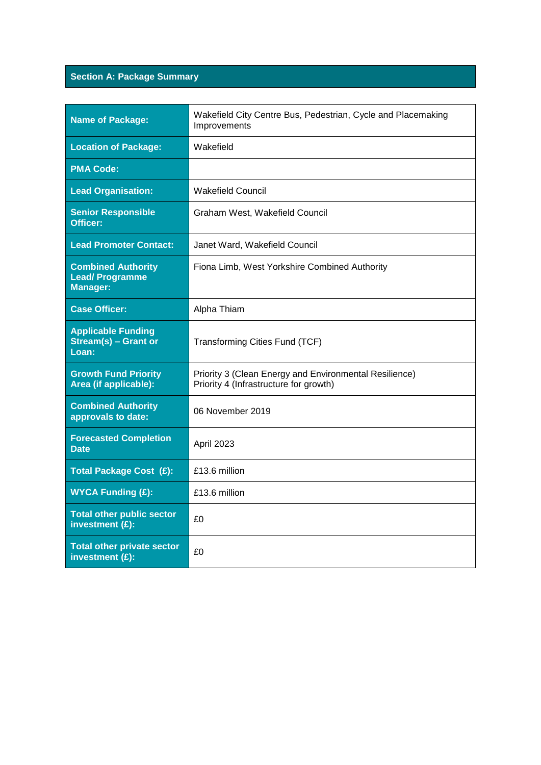## Section A: Package Summary

| | |
|---|---|
| **Name of Package:** | Wakefield City Centre Bus, Pedestrian, Cycle and Placemaking Improvements |
| **Location of Package:** | Wakefield |
| **PMA Code:** | |
| **Lead Organisation:** | Wakefield Council |
| **Senior Responsible Officer:** | Graham West, Wakefield Council |
| **Lead Promoter Contact:** | Janet Ward, Wakefield Council |
| **Combined Authority Lead/ Programme Manager:** | Fiona Limb, West Yorkshire Combined Authority |
| **Case Officer:** | Alpha Thiam |
| **Applicable Funding Stream(s) – Grant or Loan:** | Transforming Cities Fund (TCF) |
| **Growth Fund Priority Area (if applicable):** | Priority 3 (Clean Energy and Environmental Resilience)<br>Priority 4 (Infrastructure for growth) |
| **Combined Authority approvals to date:** | 06 November 2019 |
| **Forecasted Completion Date** | April 2023 |
| **Total Package Cost (£):** | £13.6 million |
| **WYCA Funding (£):** | £13.6 million |
| **Total other public sector investment (£):** | £0 |
| **Total other private sector investment (£):** | £0 |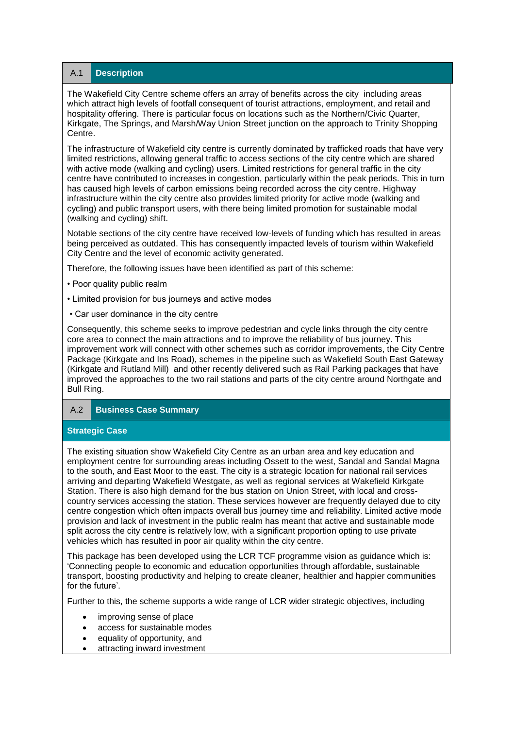## A.1 Description

The Wakefield City Centre scheme offers an array of benefits across the city including areas which attract high levels of footfall consequent of tourist attractions, employment, and retail and hospitality offering. There is particular focus on locations such as the Northern/Civic Quarter, Kirkgate, The Springs, and Marsh/Way Union Street junction on the approach to Trinity Shopping Centre.

The infrastructure of Wakefield city centre is currently dominated by trafficked roads that have very limited restrictions, allowing general traffic to access sections of the city centre which are shared with active mode (walking and cycling) users. Limited restrictions for general traffic in the city centre have contributed to increases in congestion, particularly within the peak periods. This in turn has caused high levels of carbon emissions being recorded across the city centre. Highway infrastructure within the city centre also provides limited priority for active mode (walking and cycling) and public transport users, with there being limited promotion for sustainable modal (walking and cycling) shift.

Notable sections of the city centre have received low-levels of funding which has resulted in areas being perceived as outdated. This has consequently impacted levels of tourism within Wakefield City Centre and the level of economic activity generated.

Therefore, the following issues have been identified as part of this scheme:

- Poor quality public realm
- Limited provision for bus journeys and active modes
- Car user dominance in the city centre

Consequently, this scheme seeks to improve pedestrian and cycle links through the city centre core area to connect the main attractions and to improve the reliability of bus journey. This improvement work will connect with other schemes such as corridor improvements, the City Centre Package (Kirkgate and Ins Road), schemes in the pipeline such as Wakefield South East Gateway (Kirkgate and Rutland Mill) and other recently delivered such as Rail Parking packages that have improved the approaches to the two rail stations and parts of the city centre around Northgate and Bull Ring.

## A.2 Business Case Summary

### Strategic Case

The existing situation show Wakefield City Centre as an urban area and key education and employment centre for surrounding areas including Ossett to the west, Sandal and Sandal Magna to the south, and East Moor to the east. The city is a strategic location for national rail services arriving and departing Wakefield Westgate, as well as regional services at Wakefield Kirkgate Station. There is also high demand for the bus station on Union Street, with local and cross-country services accessing the station. These services however are frequently delayed due to city centre congestion which often impacts overall bus journey time and reliability. Limited active mode provision and lack of investment in the public realm has meant that active and sustainable mode split across the city centre is relatively low, with a significant proportion opting to use private vehicles which has resulted in poor air quality within the city centre.

This package has been developed using the LCR TCF programme vision as guidance which is: 'Connecting people to economic and education opportunities through affordable, sustainable transport, boosting productivity and helping to create cleaner, healthier and happier communities for the future'.

Further to this, the scheme supports a wide range of LCR wider strategic objectives, including

- improving sense of place
- access for sustainable modes
- equality of opportunity, and
- attracting inward investment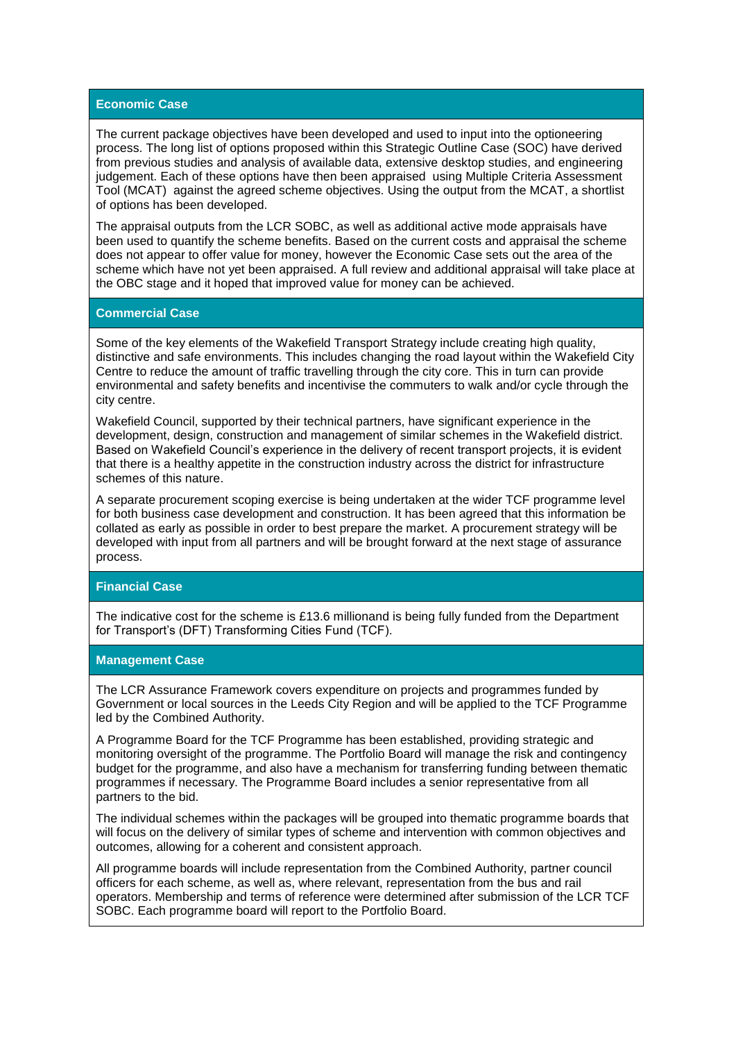## Economic Case

The current package objectives have been developed and used to input into the optioneering process. The long list of options proposed within this Strategic Outline Case (SOC) have derived from previous studies and analysis of available data, extensive desktop studies, and engineering judgement. Each of these options have then been appraised using Multiple Criteria Assessment Tool (MCAT) against the agreed scheme objectives. Using the output from the MCAT, a shortlist of options has been developed.

The appraisal outputs from the LCR SOBC, as well as additional active mode appraisals have been used to quantify the scheme benefits. Based on the current costs and appraisal the scheme does not appear to offer value for money, however the Economic Case sets out the area of the scheme which have not yet been appraised. A full review and additional appraisal will take place at the OBC stage and it hoped that improved value for money can be achieved.

## Commercial Case

Some of the key elements of the Wakefield Transport Strategy include creating high quality, distinctive and safe environments. This includes changing the road layout within the Wakefield City Centre to reduce the amount of traffic travelling through the city core. This in turn can provide environmental and safety benefits and incentivise the commuters to walk and/or cycle through the city centre.

Wakefield Council, supported by their technical partners, have significant experience in the development, design, construction and management of similar schemes in the Wakefield district. Based on Wakefield Council's experience in the delivery of recent transport projects, it is evident that there is a healthy appetite in the construction industry across the district for infrastructure schemes of this nature.

A separate procurement scoping exercise is being undertaken at the wider TCF programme level for both business case development and construction. It has been agreed that this information be collated as early as possible in order to best prepare the market. A procurement strategy will be developed with input from all partners and will be brought forward at the next stage of assurance process.

## Financial Case

The indicative cost for the scheme is £13.6 millionand is being fully funded from the Department for Transport's (DFT) Transforming Cities Fund (TCF).

## Management Case

The LCR Assurance Framework covers expenditure on projects and programmes funded by Government or local sources in the Leeds City Region and will be applied to the TCF Programme led by the Combined Authority.

A Programme Board for the TCF Programme has been established, providing strategic and monitoring oversight of the programme. The Portfolio Board will manage the risk and contingency budget for the programme, and also have a mechanism for transferring funding between thematic programmes if necessary. The Programme Board includes a senior representative from all partners to the bid.

The individual schemes within the packages will be grouped into thematic programme boards that will focus on the delivery of similar types of scheme and intervention with common objectives and outcomes, allowing for a coherent and consistent approach.

All programme boards will include representation from the Combined Authority, partner council officers for each scheme, as well as, where relevant, representation from the bus and rail operators. Membership and terms of reference were determined after submission of the LCR TCF SOBC. Each programme board will report to the Portfolio Board.